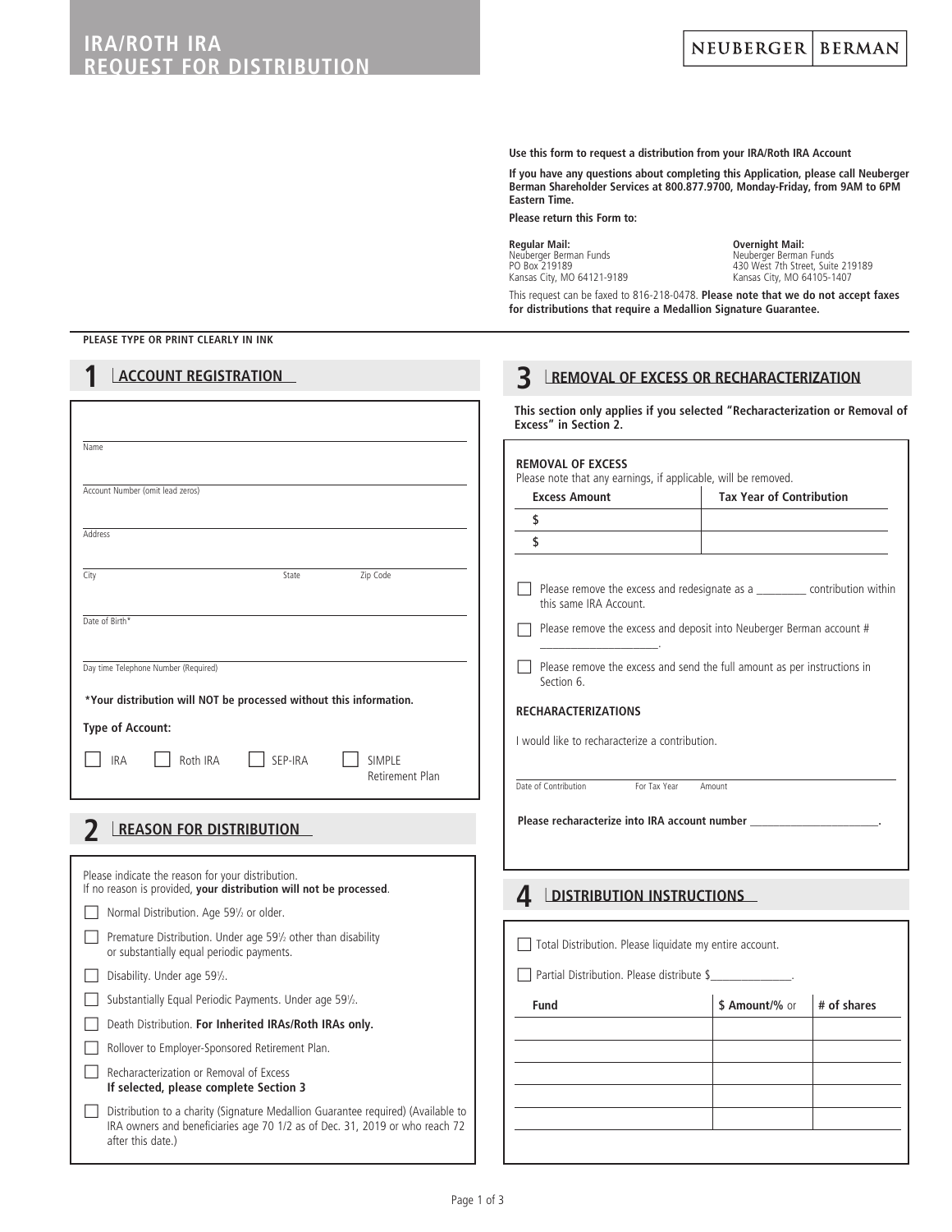# IRA/ROTH IRA REQUEST FOR DISTRIBUTION

NEUBERGER | BERMAN

**Use this form to request a distribution from your IRA/Roth IRA Account**

**If you have any questions about completing this Application, please call Neuberger Berman Shareholder Services at 800.877.9700, Monday-Friday, from 9AM to 6PM Eastern Time.**

**Please return this Form to:**

**Regular Mail:**
Neuberger Berman Funds
PO Box 219189
Kansas City, MO 64121-9189

**Overnight Mail:**
Neuberger Berman Funds
430 West 7th Street, Suite 219189
Kansas City, MO 64105-1407

This request can be faxed to 816-218-0478. **Please note that we do not accept faxes for distributions that require a Medallion Signature Guarantee.**

**PLEASE TYPE OR PRINT CLEARLY IN INK**

## 1 ACCOUNT REGISTRATION

Name ______________________________

Account Number (omit lead zeros) ______________________________

Address ______________________________

City ______________ State ______ Zip Code ______

Date of Birth* ______________________________

Day time Telephone Number (Required) ______________________________

**\*Your distribution will NOT be processed without this information.**

**Type of Account:**

☐ IRA ☐ Roth IRA ☐ SEP-IRA ☐ SIMPLE Retirement Plan

## 2 REASON FOR DISTRIBUTION

Please indicate the reason for your distribution.
If no reason is provided, **your distribution will not be processed**.

☐ Normal Distribution. Age 59½ or older.

☐ Premature Distribution. Under age 59½ other than disability or substantially equal periodic payments.

☐ Disability. Under age 59½.

☐ Substantially Equal Periodic Payments. Under age 59½.

☐ Death Distribution. **For Inherited IRAs/Roth IRAs only.**

☐ Rollover to Employer-Sponsored Retirement Plan.

☐ Recharacterization or Removal of Excess
**If selected, please complete Section 3**

☐ Distribution to a charity (Signature Medallion Guarantee required) (Available to IRA owners and beneficiaries age 70 1/2 as of Dec. 31, 2019 or who reach 72 after this date.)

## 3 REMOVAL OF EXCESS OR RECHARACTERIZATION

**This section only applies if you selected "Recharacterization or Removal of Excess" in Section 2.**

**REMOVAL OF EXCESS**
Please note that any earnings, if applicable, will be removed.

| Excess Amount | Tax Year of Contribution |
|---|---|
| $ | |
| $ | |

☐ Please remove the excess and redesignate as a _________ contribution within this same IRA Account.

☐ Please remove the excess and deposit into Neuberger Berman account # ____________________.

☐ Please remove the excess and send the full amount as per instructions in Section 6.

**RECHARACTERIZATIONS**

I would like to recharacterize a contribution.

Date of Contribution ______ For Tax Year ______ Amount ______

**Please recharacterize into IRA account number ______________________.**

## 4 DISTRIBUTION INSTRUCTIONS

☐ Total Distribution. Please liquidate my entire account.

☐ Partial Distribution. Please distribute $______________.

| Fund | $ Amount/% or | # of shares |
|---|---|---|
| | | |
| | | |
| | | |
| | | |
| | | |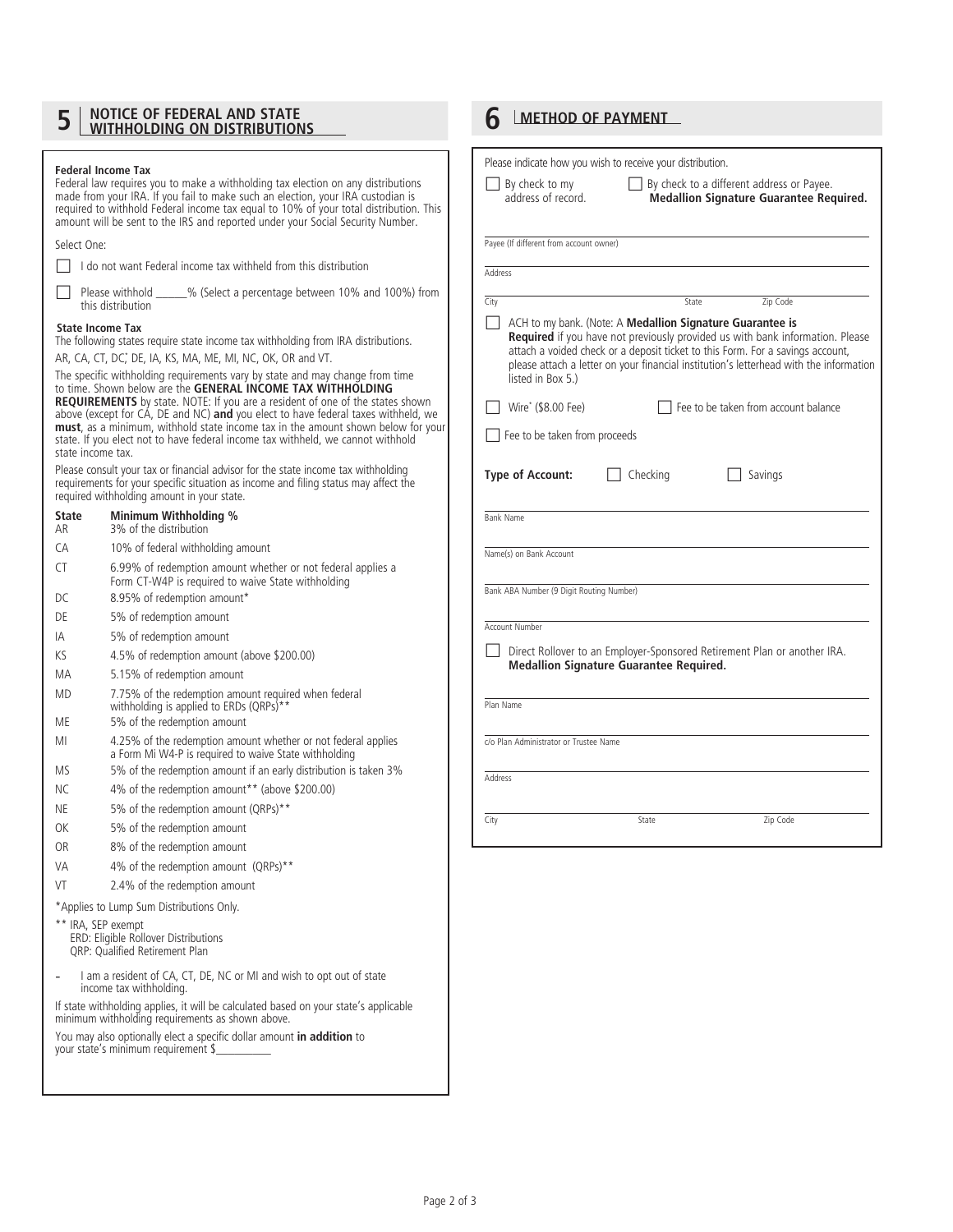## 5 NOTICE OF FEDERAL AND STATE WITHHOLDING ON DISTRIBUTIONS

**Federal Income Tax**
Federal law requires you to make a withholding tax election on any distributions made from your IRA. If you fail to make such an election, your IRA custodian is required to withhold Federal income tax equal to 10% of your total distribution. This amount will be sent to the IRS and reported under your Social Security Number.

Select One:

☐ I do not want Federal income tax withheld from this distribution

☐ Please withhold ______% (Select a percentage between 10% and 100%) from this distribution

**State Income Tax**
The following states require state income tax withholding from IRA distributions.

AR, CA, CT, DC*, DE, IA, KS, MA, ME, MI, NC, OK, OR and VT.

The specific withholding requirements vary by state and may change from time to time. Shown below are the **GENERAL INCOME TAX WITHHOLDING REQUIREMENTS** by state. NOTE: If you are a resident of one of the states shown above (except for CA, DE and NC) **and** you elect to have federal taxes withheld, we **must**, as a minimum, withhold state income tax in the amount shown below for your state. If you elect not to have federal income tax withheld, we cannot withhold state income tax.

Please consult your tax or financial advisor for the state income tax withholding requirements for your specific situation as income and filing status may affect the required withholding amount in your state.

| State | Minimum Withholding % |
|---|---|
| AR | 3% of the distribution |
| CA | 10% of federal withholding amount |
| CT | 6.99% of redemption amount whether or not federal applies a Form CT-W4P is required to waive State withholding |
| DC | 8.95% of redemption amount* |
| DE | 5% of redemption amount |
| IA | 5% of redemption amount |
| KS | 4.5% of redemption amount (above $200.00) |
| MA | 5.15% of redemption amount |
| MD | 7.75% of the redemption amount required when federal withholding is applied to ERDs (QRPs)** |
| ME | 5% of the redemption amount |
| MI | 4.25% of the redemption amount whether or not federal applies a Form Mi W4-P is required to waive State withholding |
| MS | 5% of the redemption amount if an early distribution is taken 3% |
| NC | 4% of the redemption amount** (above $200.00) |
| NE | 5% of the redemption amount (QRPs)** |
| OK | 5% of the redemption amount |
| OR | 8% of the redemption amount |
| VA | 4% of the redemption amount (QRPs)** |
| VT | 2.4% of the redemption amount |

*Applies to Lump Sum Distributions Only.

** IRA, SEP exempt
ERD: Eligible Rollover Distributions
QRP: Qualified Retirement Plan

– I am a resident of CA, CT, DE, NC or MI and wish to opt out of state income tax withholding.

If state withholding applies, it will be calculated based on your state's applicable minimum withholding requirements as shown above.

You may also optionally elect a specific dollar amount **in addition** to your state's minimum requirement $__________

## 6 METHOD OF PAYMENT

Please indicate how you wish to receive your distribution.

☐ By check to my address of record.

☐ By check to a different address or Payee. **Medallion Signature Guarantee Required.**

Payee (If different from account owner) ____________________

Address ____________________

City ____________ State ____________ Zip Code ____________

☐ ACH to my bank. (Note: A **Medallion Signature Guarantee is Required** if you have not previously provided us with bank information. Please attach a voided check or a deposit ticket to this Form. For a savings account, please attach a letter on your financial institution's letterhead with the information listed in Box 5.)

☐ Wire* ($8.00 Fee) ☐ Fee to be taken from account balance

☐ Fee to be taken from proceeds

**Type of Account:** ☐ Checking ☐ Savings

Bank Name ____________________

Name(s) on Bank Account ____________________

Bank ABA Number (9 Digit Routing Number) ____________________

Account Number ____________________

☐ Direct Rollover to an Employer-Sponsored Retirement Plan or another IRA. **Medallion Signature Guarantee Required.**

Plan Name ____________________

c/o Plan Administrator or Trustee Name ____________________

Address ____________________

City ____________ State ____________ Zip Code ____________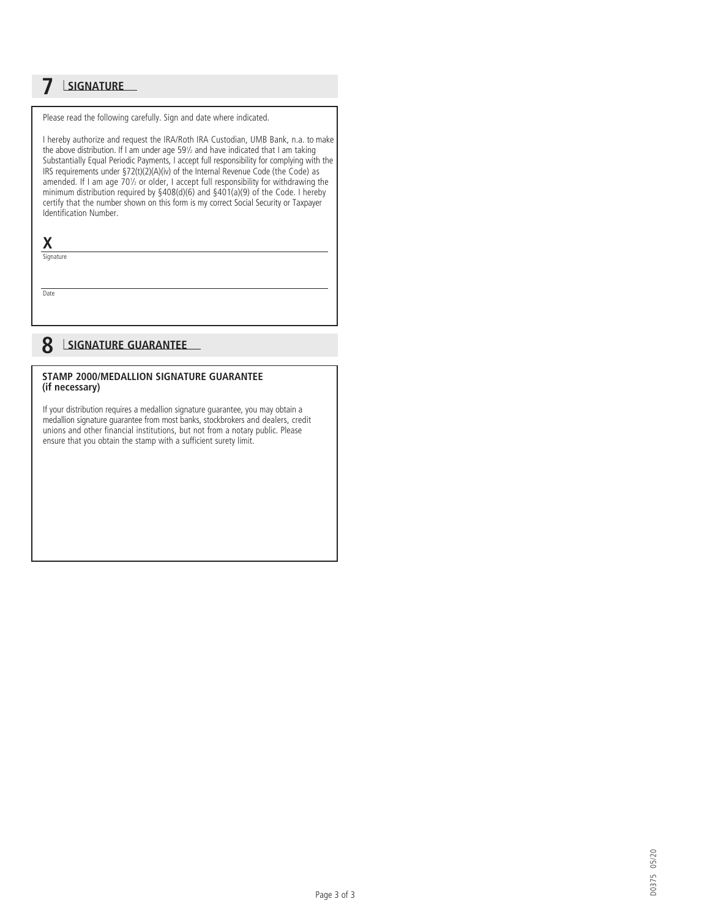## 7 SIGNATURE

Please read the following carefully. Sign and date where indicated.

I hereby authorize and request the IRA/Roth IRA Custodian, UMB Bank, n.a. to make the above distribution. If I am under age 59½ and have indicated that I am taking Substantially Equal Periodic Payments, I accept full responsibility for complying with the IRS requirements under §72(t)(2)(A)(iv) of the Internal Revenue Code (the Code) as amended. If I am age 70½ or older, I accept full responsibility for withdrawing the minimum distribution required by §408(d)(6) and §401(a)(9) of the Code. I hereby certify that the number shown on this form is my correct Social Security or Taxpayer Identification Number.

**X** ______________________________
Signature

______________________________
Date

## 8 SIGNATURE GUARANTEE

**STAMP 2000/MEDALLION SIGNATURE GUARANTEE (if necessary)**

If your distribution requires a medallion signature guarantee, you may obtain a medallion signature guarantee from most banks, stockbrokers and dealers, credit unions and other financial institutions, but not from a notary public. Please ensure that you obtain the stamp with a sufficient surety limit.

D0375 05/20